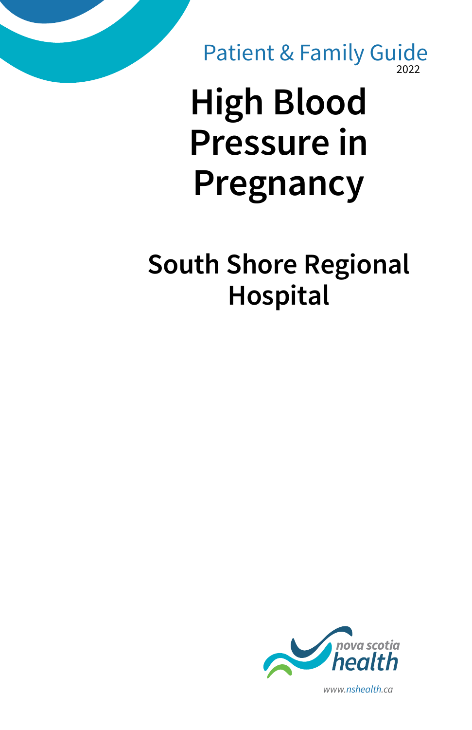Patient & Family Guide
2022

# High Blood Pressure in Pregnancy

## South Shore Regional Hospital

nova scotia health

www.nshealth.ca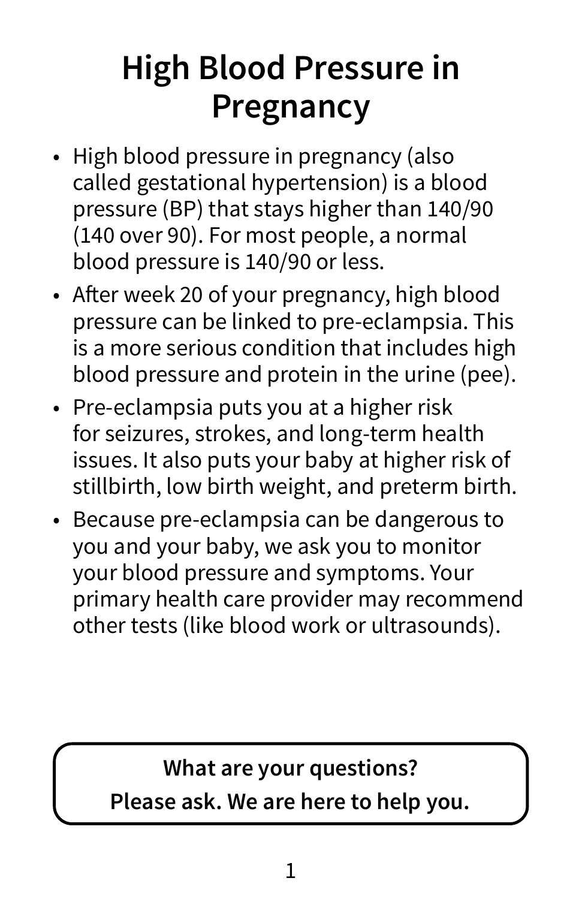# High Blood Pressure in Pregnancy

- High blood pressure in pregnancy (also called gestational hypertension) is a blood pressure (BP) that stays higher than 140/90 (140 over 90). For most people, a normal blood pressure is 140/90 or less.
- After week 20 of your pregnancy, high blood pressure can be linked to pre-eclampsia. This is a more serious condition that includes high blood pressure and protein in the urine (pee).
- Pre-eclampsia puts you at a higher risk for seizures, strokes, and long-term health issues. It also puts your baby at higher risk of stillbirth, low birth weight, and preterm birth.
- Because pre-eclampsia can be dangerous to you and your baby, we ask you to monitor your blood pressure and symptoms. Your primary health care provider may recommend other tests (like blood work or ultrasounds).

**What are your questions?**
**Please ask. We are here to help you.**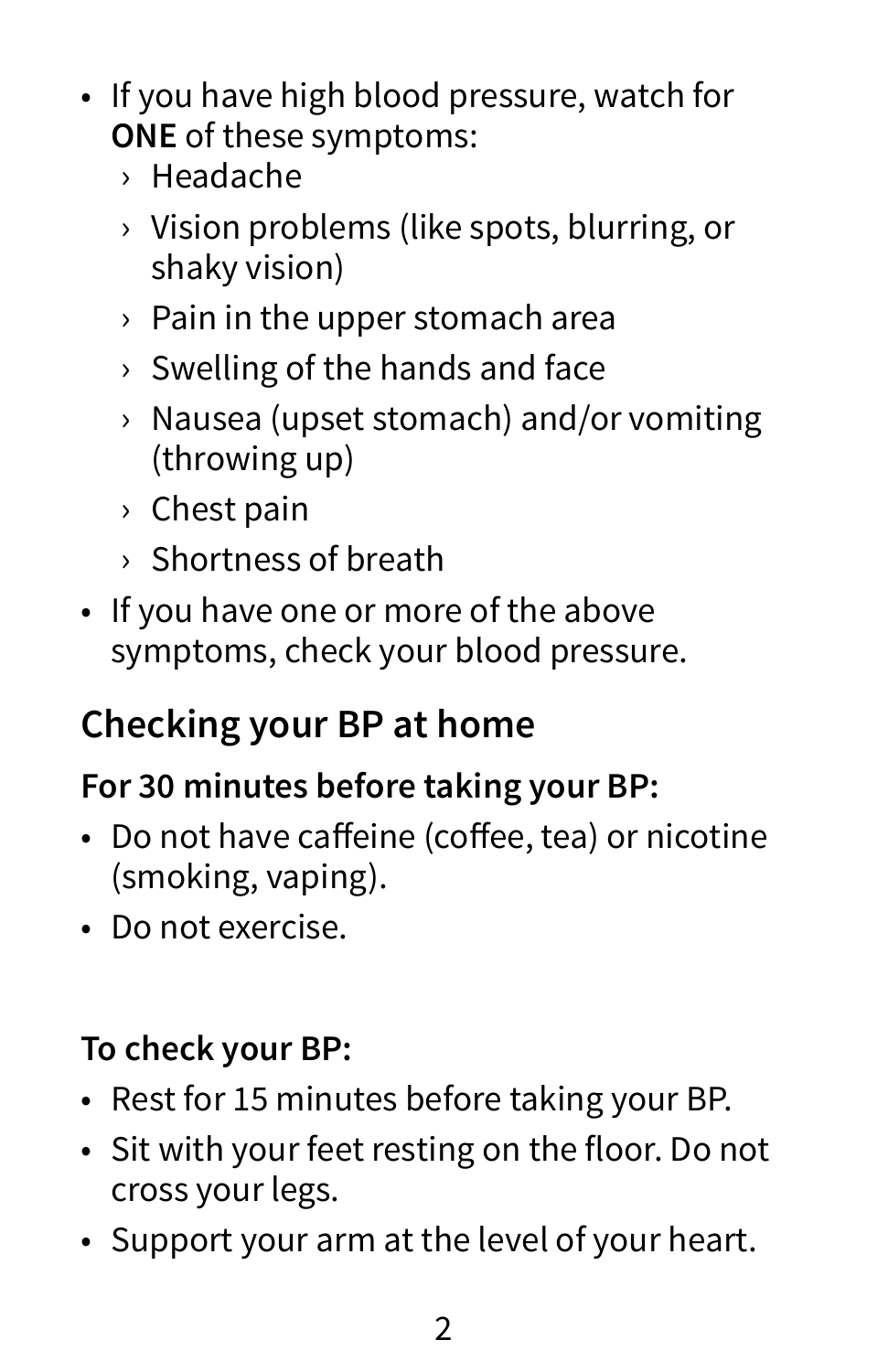- If you have high blood pressure, watch for **ONE** of these symptoms:
  - Headache
  - Vision problems (like spots, blurring, or shaky vision)
  - Pain in the upper stomach area
  - Swelling of the hands and face
  - Nausea (upset stomach) and/or vomiting (throwing up)
  - Chest pain
  - Shortness of breath
- If you have one or more of the above symptoms, check your blood pressure.

## Checking your BP at home

### For 30 minutes before taking your BP:

- Do not have caffeine (coffee, tea) or nicotine (smoking, vaping).
- Do not exercise.

### To check your BP:

- Rest for 15 minutes before taking your BP.
- Sit with your feet resting on the floor. Do not cross your legs.
- Support your arm at the level of your heart.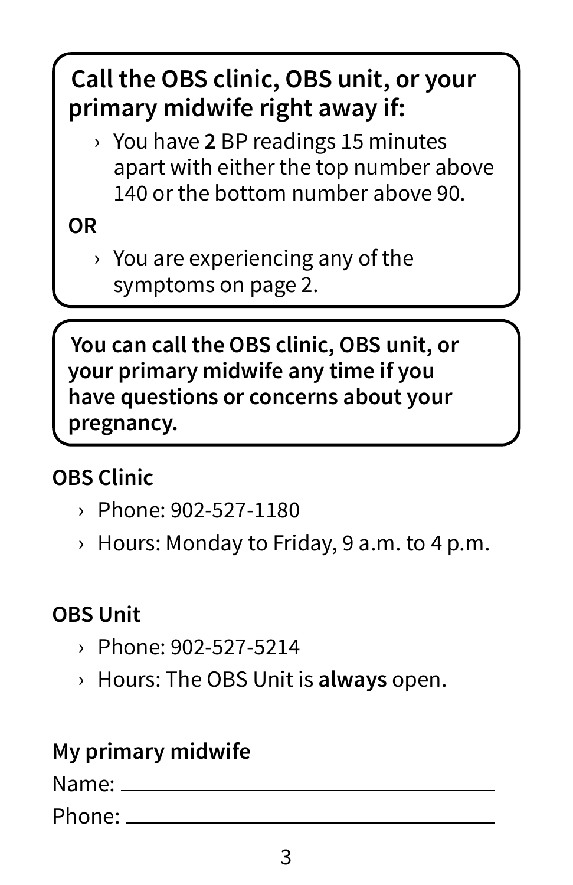**Call the OBS clinic, OBS unit, or your primary midwife right away if:**

- You have **2** BP readings 15 minutes apart with either the top number above 140 or the bottom number above 90.

**OR**

- You are experiencing any of the symptoms on page 2.

**You can call the OBS clinic, OBS unit, or your primary midwife any time if you have questions or concerns about your pregnancy.**

**OBS Clinic**

- Phone: 902-527-1180
- Hours: Monday to Friday, 9 a.m. to 4 p.m.

**OBS Unit**

- Phone: 902-527-5214
- Hours: The OBS Unit is **always** open.

**My primary midwife**

Name: ______________________________

Phone: ______________________________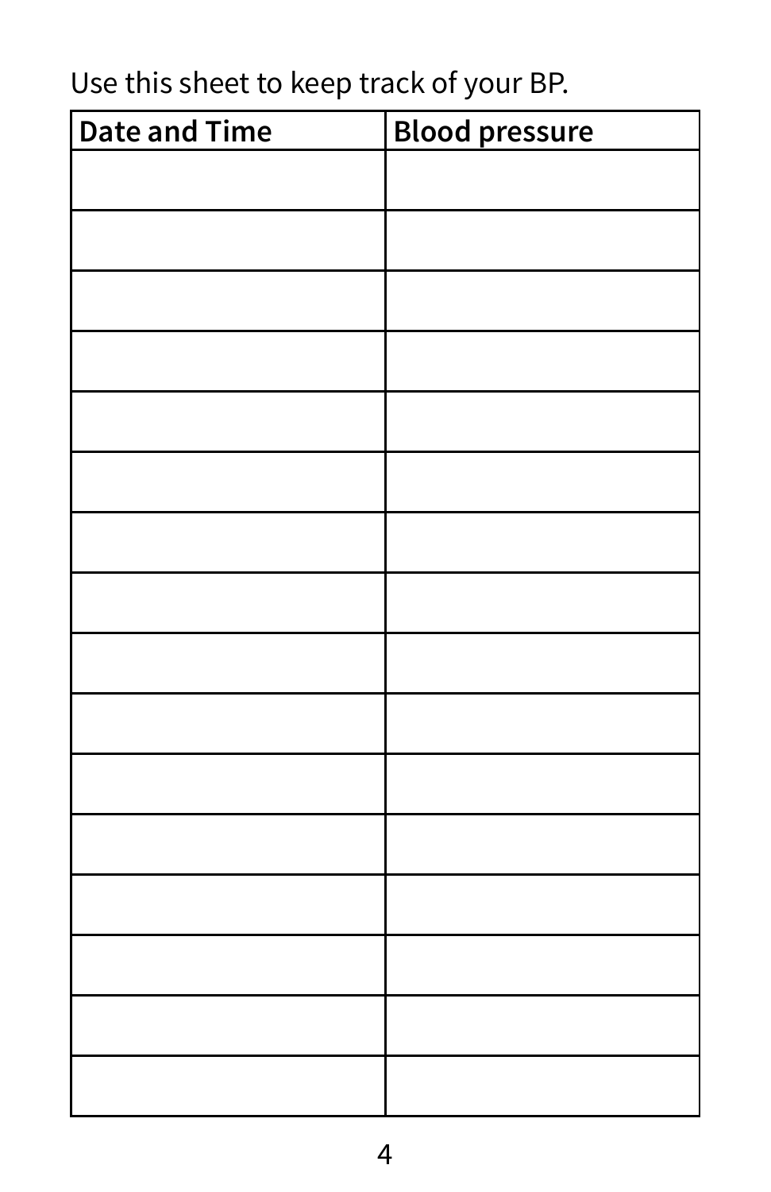Use this sheet to keep track of your BP.

| Date and Time | Blood pressure |
|---|---|
| | |
| | |
| | |
| | |
| | |
| | |
| | |
| | |
| | |
| | |
| | |
| | |
| | |
| | |
| | |
| | |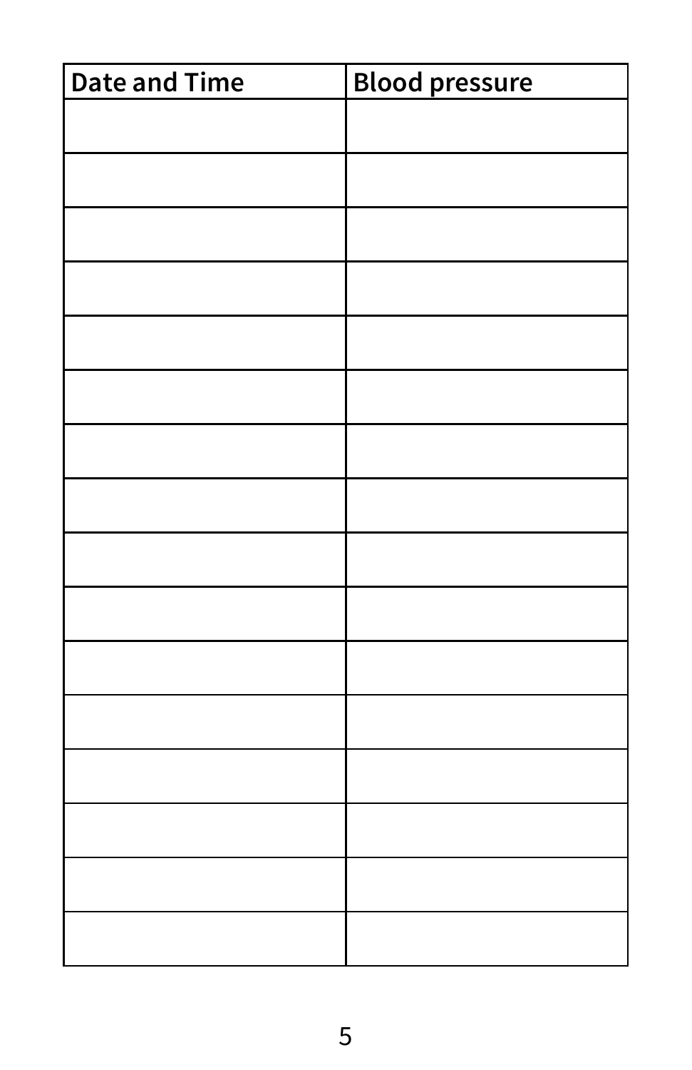| Date and Time | Blood pressure |
| --- | --- |
| | |
| | |
| | |
| | |
| | |
| | |
| | |
| | |
| | |
| | |
| | |
| | |
| | |
| | |
| | |
| | |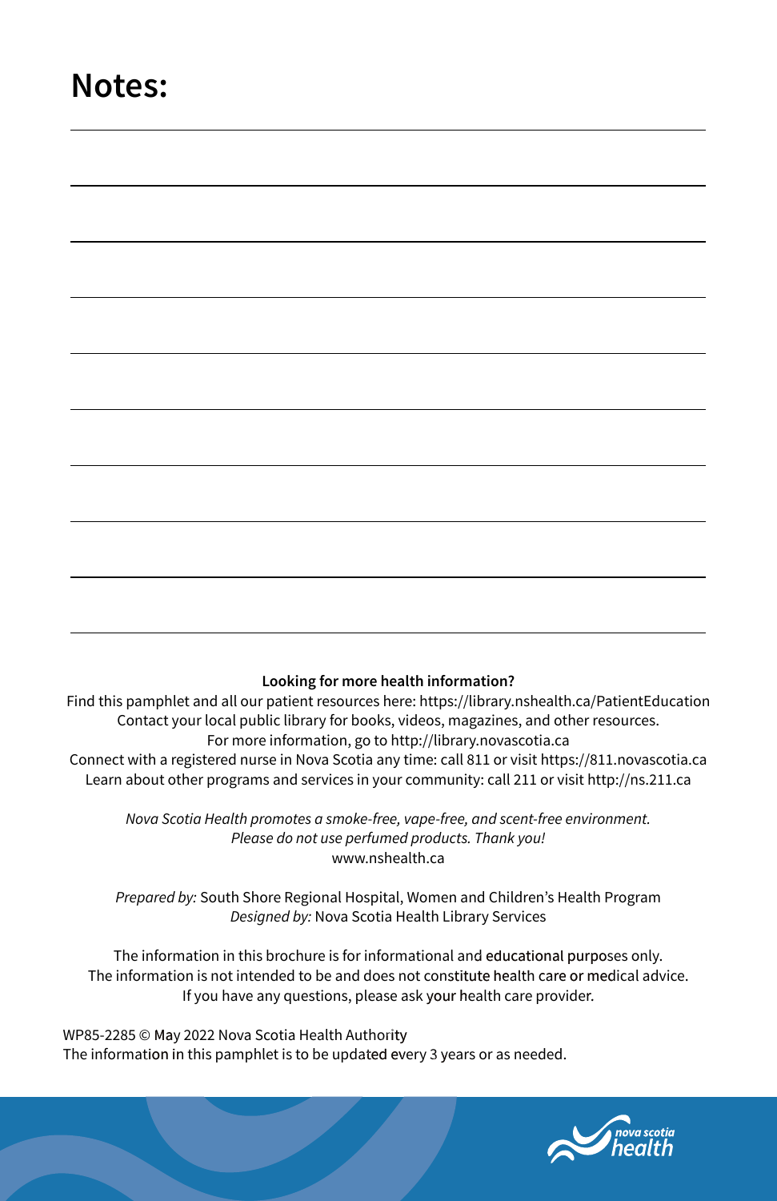## Notes:

**Looking for more health information?**

Find this pamphlet and all our patient resources here: https://library.nshealth.ca/PatientEducation
Contact your local public library for books, videos, magazines, and other resources.
For more information, go to http://library.novascotia.ca
Connect with a registered nurse in Nova Scotia any time: call 811 or visit https://811.novascotia.ca
Learn about other programs and services in your community: call 211 or visit http://ns.211.ca

*Nova Scotia Health promotes a smoke-free, vape-free, and scent-free environment.*
*Please do not use perfumed products. Thank you!*
www.nshealth.ca

*Prepared by:* South Shore Regional Hospital, Women and Children's Health Program
*Designed by:* Nova Scotia Health Library Services

The information in this brochure is for informational and educational purposes only.
The information is not intended to be and does not constitute health care or medical advice.
If you have any questions, please ask your health care provider.

WP85-2285 © May 2022 Nova Scotia Health Authority
The information in this pamphlet is to be updated every 3 years or as needed.